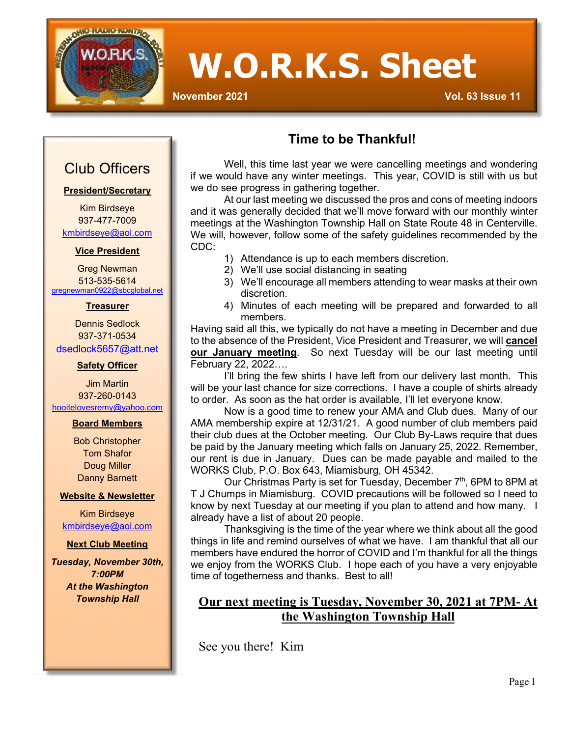# W.O.R.K.S. Sheet

November 2021 Vol. 63 Issue 11

## Club Officers

**President/Secretary**

Kim Birdseye
937-477-7009
kmbirdseye@aol.com

**Vice President**

Greg Newman
513-535-5614
gregnewman0922@sbcglobal.net

**Treasurer**

Dennis Sedlock
937-371-0534
dsedlock5657@att.net

**Safety Officer**

Jim Martin
937-260-0143
hooitelovesremy@yahoo.com

**Board Members**

Bob Christopher
Tom Shafor
Doug Miller
Danny Barnett

**Website & Newsletter**

Kim Birdseye
kmbirdseye@aol.com

**Next Club Meeting**

***Tuesday, November 30th, 7:00PM At the Washington Township Hall***

## Time to be Thankful!

Well, this time last year we were cancelling meetings and wondering if we would have any winter meetings. This year, COVID is still with us but we do see progress in gathering together.

At our last meeting we discussed the pros and cons of meeting indoors and it was generally decided that we'll move forward with our monthly winter meetings at the Washington Township Hall on State Route 48 in Centerville. We will, however, follow some of the safety guidelines recommended by the CDC:

1) Attendance is up to each members discretion.
2) We'll use social distancing in seating
3) We'll encourage all members attending to wear masks at their own discretion.
4) Minutes of each meeting will be prepared and forwarded to all members.

Having said all this, we typically do not have a meeting in December and due to the absence of the President, Vice President and Treasurer, we will **cancel our January meeting**. So next Tuesday will be our last meeting until February 22, 2022….

I'll bring the few shirts I have left from our delivery last month. This will be your last chance for size corrections. I have a couple of shirts already to order. As soon as the hat order is available, I'll let everyone know.

Now is a good time to renew your AMA and Club dues. Many of our AMA membership expire at 12/31/21. A good number of club members paid their club dues at the October meeting. Our Club By-Laws require that dues be paid by the January meeting which falls on January 25, 2022. Remember, our rent is due in January. Dues can be made payable and mailed to the WORKS Club, P.O. Box 643, Miamisburg, OH 45342.

Our Christmas Party is set for Tuesday, December 7th, 6PM to 8PM at T J Chumps in Miamisburg. COVID precautions will be followed so I need to know by next Tuesday at our meeting if you plan to attend and how many. I already have a list of about 20 people.

Thanksgiving is the time of the year where we think about all the good things in life and remind ourselves of what we have. I am thankful that all our members have endured the horror of COVID and I'm thankful for all the things we enjoy from the WORKS Club. I hope each of you have a very enjoyable time of togetherness and thanks. Best to all!

**Our next meeting is Tuesday, November 30, 2021 at 7PM- At the Washington Township Hall**

See you there! Kim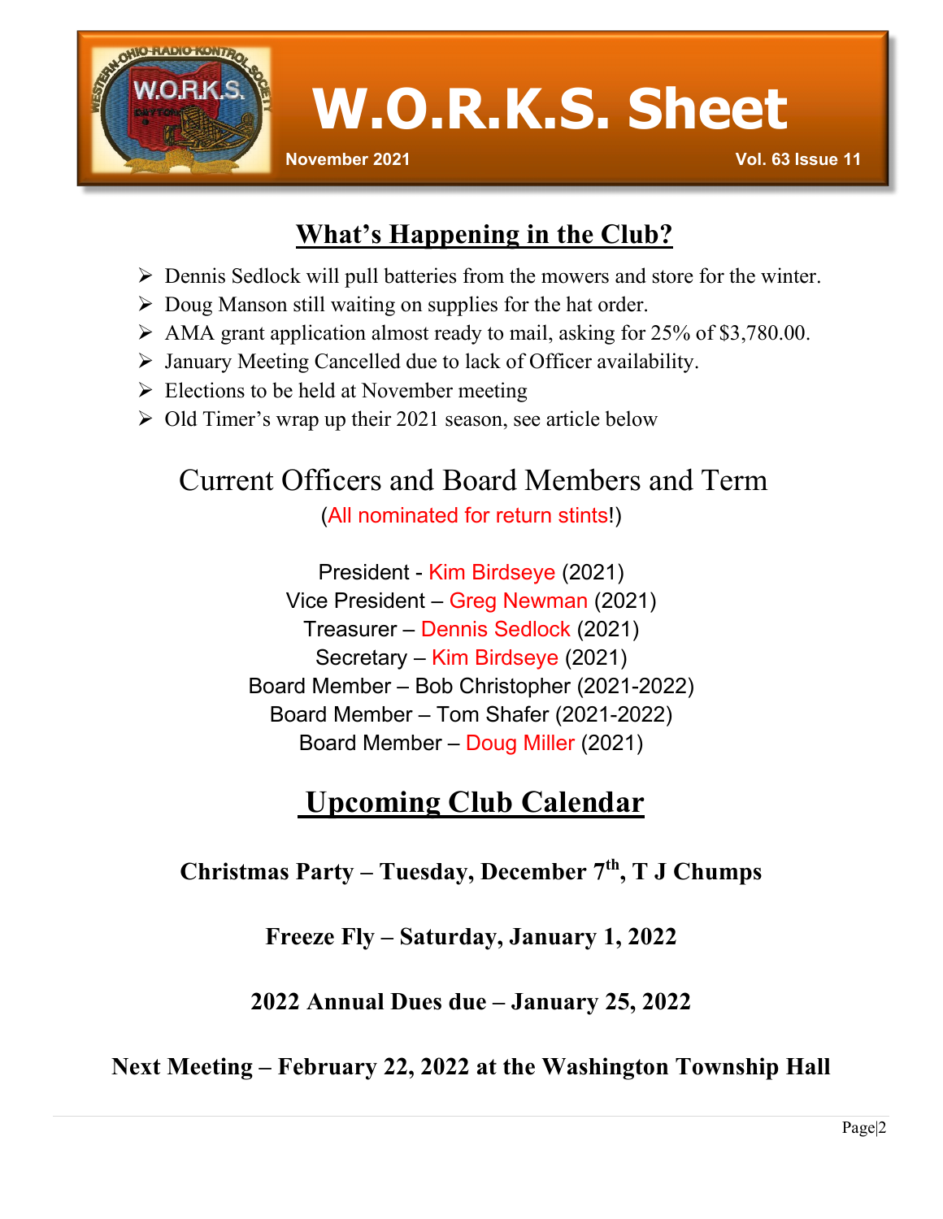# W.O.R.K.S. Sheet

**November 2021** **Vol. 63 Issue 11**

## What's Happening in the Club?

- Dennis Sedlock will pull batteries from the mowers and store for the winter.
- Doug Manson still waiting on supplies for the hat order.
- AMA grant application almost ready to mail, asking for 25% of $3,780.00.
- January Meeting Cancelled due to lack of Officer availability.
- Elections to be held at November meeting
- Old Timer's wrap up their 2021 season, see article below

## Current Officers and Board Members and Term

(All nominated for return stints!)

President - Kim Birdseye (2021)
Vice President – Greg Newman (2021)
Treasurer – Dennis Sedlock (2021)
Secretary – Kim Birdseye (2021)
Board Member – Bob Christopher (2021-2022)
Board Member – Tom Shafer (2021-2022)
Board Member – Doug Miller (2021)

## Upcoming Club Calendar

**Christmas Party – Tuesday, December 7th, T J Chumps**

**Freeze Fly – Saturday, January 1, 2022**

**2022 Annual Dues due – January 25, 2022**

**Next Meeting – February 22, 2022 at the Washington Township Hall**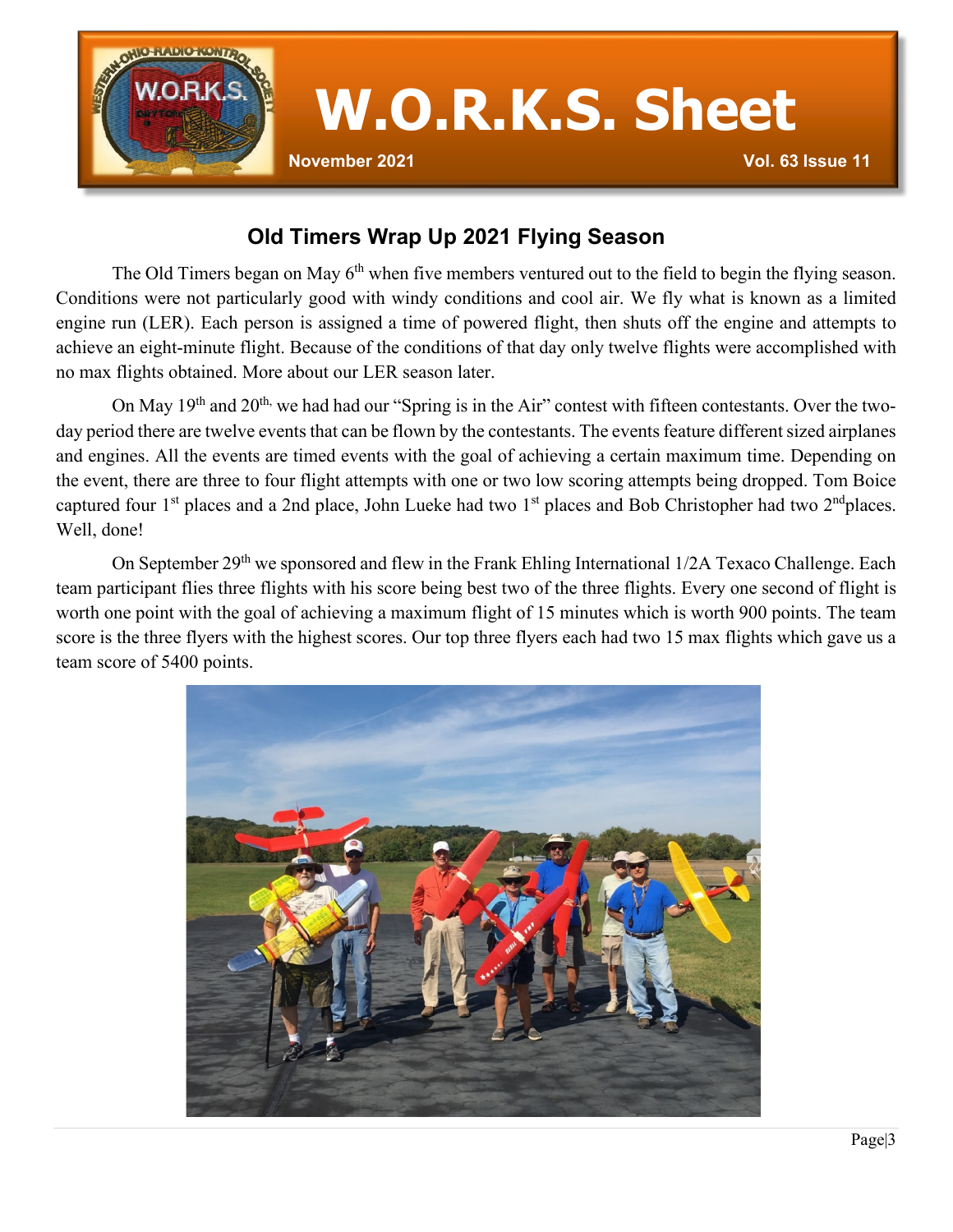# W.O.R.K.S. Sheet

November 2021 Vol. 63 Issue 11

## Old Timers Wrap Up 2021 Flying Season

The Old Timers began on May 6th when five members ventured out to the field to begin the flying season. Conditions were not particularly good with windy conditions and cool air. We fly what is known as a limited engine run (LER). Each person is assigned a time of powered flight, then shuts off the engine and attempts to achieve an eight-minute flight. Because of the conditions of that day only twelve flights were accomplished with no max flights obtained. More about our LER season later.

On May 19th and 20th, we had had our "Spring is in the Air" contest with fifteen contestants. Over the two-day period there are twelve events that can be flown by the contestants. The events feature different sized airplanes and engines. All the events are timed events with the goal of achieving a certain maximum time. Depending on the event, there are three to four flight attempts with one or two low scoring attempts being dropped. Tom Boice captured four 1st places and a 2nd place, John Lueke had two 1st places and Bob Christopher had two 2nd places. Well, done!

On September 29th we sponsored and flew in the Frank Ehling International 1/2A Texaco Challenge. Each team participant flies three flights with his score being best two of the three flights. Every one second of flight is worth one point with the goal of achieving a maximum flight of 15 minutes which is worth 900 points. The team score is the three flyers with the highest scores. Our top three flyers each had two 15 max flights which gave us a team score of 5400 points.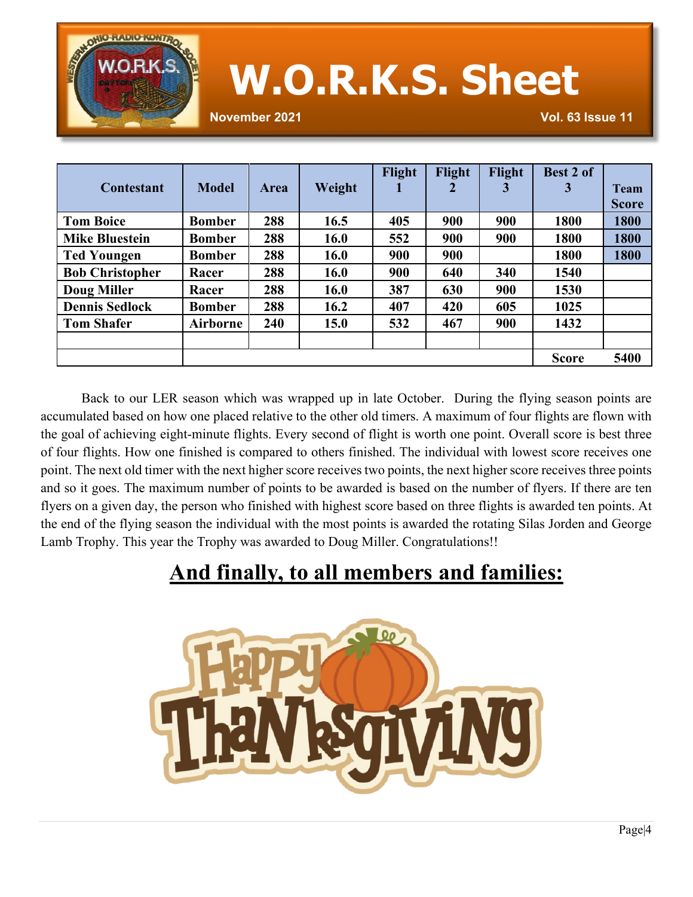| Contestant | Model | Area | Weight | Flight 1 | Flight 2 | Flight 3 | Best 2 of 3 | Team Score |
|---|---|---|---|---|---|---|---|---|
| **Tom Boice** | **Bomber** | **288** | **16.5** | **405** | **900** | **900** | **1800** | **1800** |
| **Mike Bluestein** | **Bomber** | **288** | **16.0** | **552** | **900** | **900** | **1800** | **1800** |
| **Ted Youngen** | **Bomber** | **288** | **16.0** | **900** | **900** | | **1800** | **1800** |
| **Bob Christopher** | **Racer** | **288** | **16.0** | **900** | **640** | **340** | **1540** | |
| **Doug Miller** | **Racer** | **288** | **16.0** | **387** | **630** | **900** | **1530** | |
| **Dennis Sedlock** | **Bomber** | **288** | **16.2** | **407** | **420** | **605** | **1025** | |
| **Tom Shafer** | **Airborne** | **240** | **15.0** | **532** | **467** | **900** | **1432** | |
| | | | | | | | | |
| | | | | | | | **Score** | **5400** |

Back to our LER season which was wrapped up in late October. During the flying season points are accumulated based on how one placed relative to the other old timers. A maximum of four flights are flown with the goal of achieving eight-minute flights. Every second of flight is worth one point. Overall score is best three of four flights. How one finished is compared to others finished. The individual with lowest score receives one point. The next old timer with the next higher score receives two points, the next higher score receives three points and so it goes. The maximum number of points to be awarded is based on the number of flyers. If there are ten flyers on a given day, the person who finished with highest score based on three flights is awarded ten points. At the end of the flying season the individual with the most points is awarded the rotating Silas Jorden and George Lamb Trophy. This year the Trophy was awarded to Doug Miller. Congratulations!!

## And finally, to all members and families:

Happy Thanksgiving